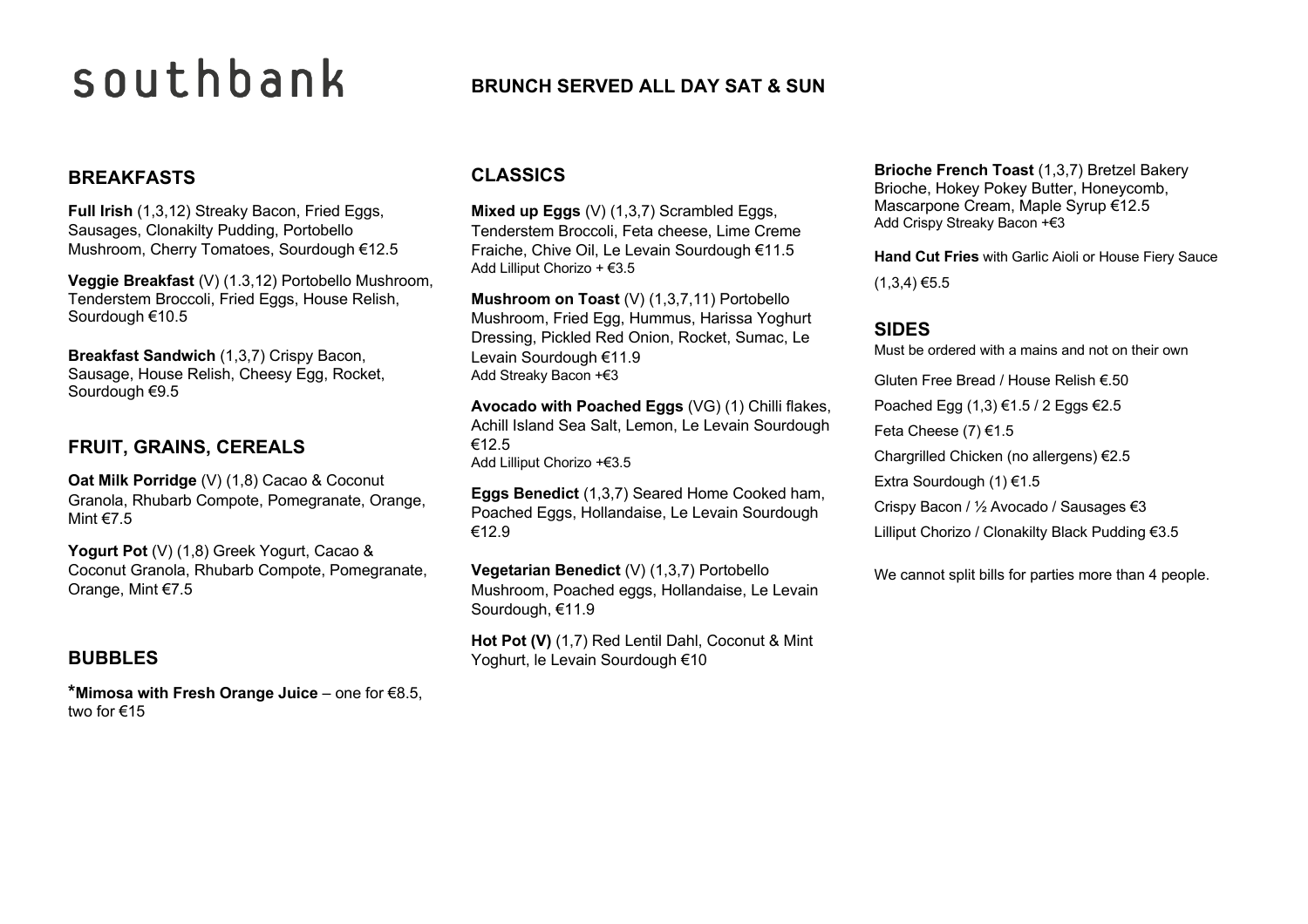# southbank

**BRUNCH SERVED ALL DAY SAT & SUN**

## BREAKFASTS

**Full Irish** (1,3,12) Streaky Bacon, Fried Eggs, Sausages, Clonakilty Pudding, Portobello Mushroom, Cherry Tomatoes, Sourdough €12.5

**Veggie Breakfast** (V) (1.3,12) Portobello Mushroom, Tenderstem Broccoli, Fried Eggs, House Relish, Sourdough €10.5

**Breakfast Sandwich** (1,3,7) Crispy Bacon, Sausage, House Relish, Cheesy Egg, Rocket, Sourdough €9.5

## FRUIT, GRAINS, CEREALS

**Oat Milk Porridge** (V) (1,8) Cacao & Coconut Granola, Rhubarb Compote, Pomegranate, Orange, Mint €7.5

**Yogurt Pot** (V) (1,8) Greek Yogurt, Cacao & Coconut Granola, Rhubarb Compote, Pomegranate, Orange, Mint €7.5

## BUBBLES

***Mimosa with Fresh Orange Juice** – one for €8.5, two for €15

## CLASSICS

**Mixed up Eggs** (V) (1,3,7) Scrambled Eggs, Tenderstem Broccoli, Feta cheese, Lime Creme Fraiche, Chive Oil, Le Levain Sourdough €11.5
Add Lilliput Chorizo + €3.5

**Mushroom on Toast** (V) (1,3,7,11) Portobello Mushroom, Fried Egg, Hummus, Harissa Yoghurt Dressing, Pickled Red Onion, Rocket, Sumac, Le Levain Sourdough €11.9
Add Streaky Bacon +€3

**Avocado with Poached Eggs** (VG) (1) Chilli flakes, Achill Island Sea Salt, Lemon, Le Levain Sourdough €12.5
Add Lilliput Chorizo +€3.5

**Eggs Benedict** (1,3,7) Seared Home Cooked ham, Poached Eggs, Hollandaise, Le Levain Sourdough €12.9

**Vegetarian Benedict** (V) (1,3,7) Portobello Mushroom, Poached eggs, Hollandaise, Le Levain Sourdough, €11.9

**Hot Pot (V)** (1,7) Red Lentil Dahl, Coconut & Mint Yoghurt, le Levain Sourdough €10

**Brioche French Toast** (1,3,7) Bretzel Bakery Brioche, Hokey Pokey Butter, Honeycomb, Mascarpone Cream, Maple Syrup €12.5
Add Crispy Streaky Bacon +€3

**Hand Cut Fries** with Garlic Aioli or House Fiery Sauce (1,3,4) €5.5

## SIDES

Must be ordered with a mains and not on their own

Gluten Free Bread / House Relish €.50

Poached Egg (1,3) €1.5 / 2 Eggs €2.5

Feta Cheese (7) €1.5

Chargrilled Chicken (no allergens) €2.5

Extra Sourdough (1) €1.5

Crispy Bacon / ½ Avocado / Sausages €3

Lilliput Chorizo / Clonakilty Black Pudding €3.5

We cannot split bills for parties more than 4 people.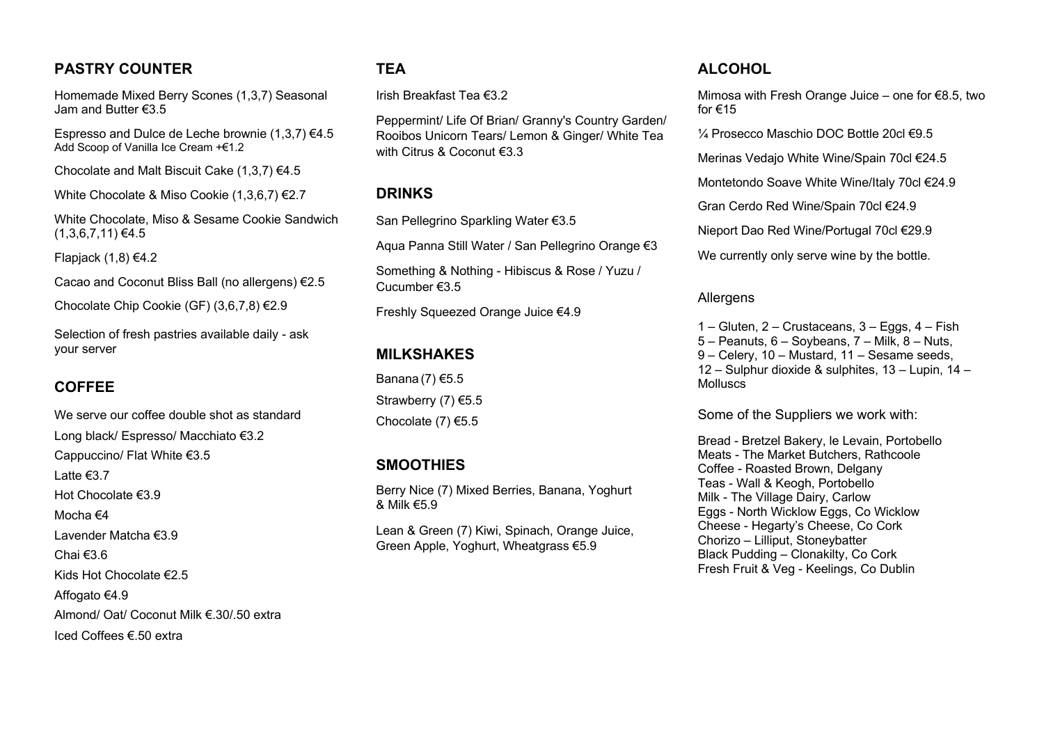## PASTRY COUNTER

Homemade Mixed Berry Scones (1,3,7) Seasonal Jam and Butter €3.5

Espresso and Dulce de Leche brownie (1,3,7) €4.5
Add Scoop of Vanilla Ice Cream +€1.2

Chocolate and Malt Biscuit Cake (1,3,7) €4.5

White Chocolate & Miso Cookie (1,3,6,7) €2.7

White Chocolate, Miso & Sesame Cookie Sandwich (1,3,6,7,11) €4.5

Flapjack (1,8) €4.2

Cacao and Coconut Bliss Ball (no allergens) €2.5

Chocolate Chip Cookie (GF) (3,6,7,8) €2.9

Selection of fresh pastries available daily - ask your server

## COFFEE

We serve our coffee double shot as standard

Long black/ Espresso/ Macchiato €3.2

Cappuccino/ Flat White €3.5

Latte €3.7

Hot Chocolate €3.9

Mocha €4

Lavender Matcha €3.9

Chai €3.6

Kids Hot Chocolate €2.5

Affogato €4.9

Almond/ Oat/ Coconut Milk €.30/.50 extra

Iced Coffees €.50 extra

## TEA

Irish Breakfast Tea €3.2

Peppermint/ Life Of Brian/ Granny's Country Garden/ Rooibos Unicorn Tears/ Lemon & Ginger/ White Tea with Citrus & Coconut €3.3

## DRINKS

San Pellegrino Sparkling Water €3.5

Aqua Panna Still Water / San Pellegrino Orange €3

Something & Nothing - Hibiscus & Rose / Yuzu / Cucumber €3.5

Freshly Squeezed Orange Juice €4.9

## MILKSHAKES

Banana (7) €5.5

Strawberry (7) €5.5

Chocolate (7) €5.5

## SMOOTHIES

Berry Nice (7) Mixed Berries, Banana, Yoghurt & Milk €5.9

Lean & Green (7) Kiwi, Spinach, Orange Juice, Green Apple, Yoghurt, Wheatgrass €5.9

## ALCOHOL

Mimosa with Fresh Orange Juice – one for €8.5, two for €15

¼ Prosecco Maschio DOC Bottle 20cl €9.5

Merinas Vedajo White Wine/Spain 70cl €24.5

Montetondo Soave White Wine/Italy 70cl €24.9

Gran Cerdo Red Wine/Spain 70cl €24.9

Nieport Dao Red Wine/Portugal 70cl €29.9

We currently only serve wine by the bottle.

Allergens

1 – Gluten, 2 – Crustaceans, 3 – Eggs, 4 – Fish
5 – Peanuts, 6 – Soybeans, 7 – Milk, 8 – Nuts,
9 – Celery, 10 – Mustard, 11 – Sesame seeds,
12 – Sulphur dioxide & sulphites, 13 – Lupin, 14 – Molluscs

Some of the Suppliers we work with:

Bread - Bretzel Bakery, le Levain, Portobello
Meats - The Market Butchers, Rathcoole
Coffee - Roasted Brown, Delgany
Teas - Wall & Keogh, Portobello
Milk - The Village Dairy, Carlow
Eggs - North Wicklow Eggs, Co Wicklow
Cheese - Hegarty's Cheese, Co Cork
Chorizo – Lilliput, Stoneybatter
Black Pudding – Clonakilty, Co Cork
Fresh Fruit & Veg - Keelings, Co Dublin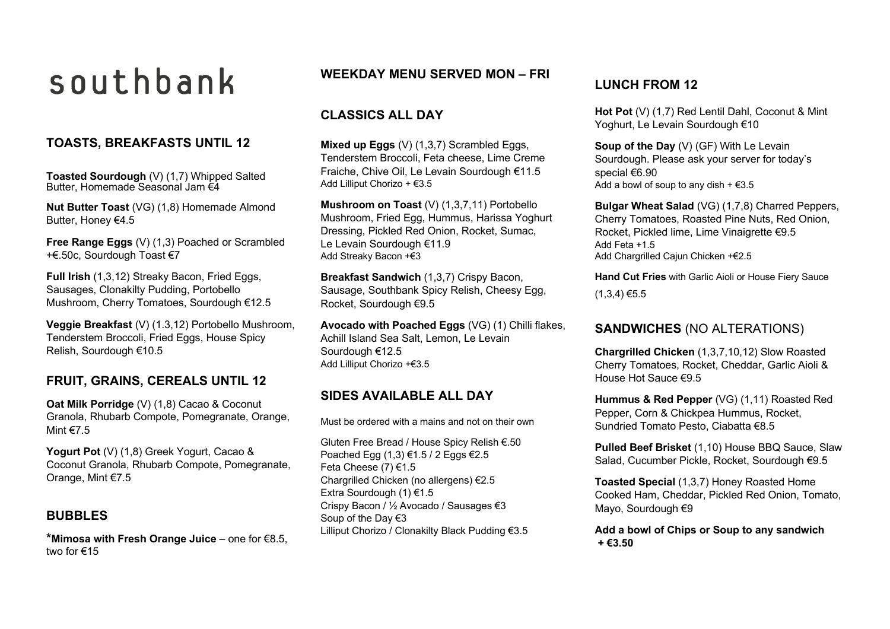# southbank

## TOASTS, BREAKFASTS UNTIL 12

**Toasted Sourdough** (V) (1,7) Whipped Salted Butter, Homemade Seasonal Jam €4

**Nut Butter Toast** (VG) (1,8) Homemade Almond Butter, Honey €4.5

**Free Range Eggs** (V) (1,3) Poached or Scrambled +€.50c, Sourdough Toast €7

**Full Irish** (1,3,12) Streaky Bacon, Fried Eggs, Sausages, Clonakilty Pudding, Portobello Mushroom, Cherry Tomatoes, Sourdough €12.5

**Veggie Breakfast** (V) (1.3,12) Portobello Mushroom, Tenderstem Broccoli, Fried Eggs, House Spicy Relish, Sourdough €10.5

## FRUIT, GRAINS, CEREALS UNTIL 12

**Oat Milk Porridge** (V) (1,8) Cacao & Coconut Granola, Rhubarb Compote, Pomegranate, Orange, Mint €7.5

**Yogurt Pot** (V) (1,8) Greek Yogurt, Cacao & Coconut Granola, Rhubarb Compote, Pomegranate, Orange, Mint €7.5

## BUBBLES

***Mimosa with Fresh Orange Juice** – one for €8.5, two for €15

## WEEKDAY MENU SERVED MON – FRI

## CLASSICS ALL DAY

**Mixed up Eggs** (V) (1,3,7) Scrambled Eggs, Tenderstem Broccoli, Feta cheese, Lime Creme Fraiche, Chive Oil, Le Levain Sourdough €11.5
Add Lilliput Chorizo + €3.5

**Mushroom on Toast** (V) (1,3,7,11) Portobello Mushroom, Fried Egg, Hummus, Harissa Yoghurt Dressing, Pickled Red Onion, Rocket, Sumac, Le Levain Sourdough €11.9
Add Streaky Bacon +€3

**Breakfast Sandwich** (1,3,7) Crispy Bacon, Sausage, Southbank Spicy Relish, Cheesy Egg, Rocket, Sourdough €9.5

**Avocado with Poached Eggs** (VG) (1) Chilli flakes, Achill Island Sea Salt, Lemon, Le Levain Sourdough €12.5
Add Lilliput Chorizo +€3.5

## SIDES AVAILABLE ALL DAY

Must be ordered with a mains and not on their own

Gluten Free Bread / House Spicy Relish €.50
Poached Egg (1,3) €1.5 / 2 Eggs €2.5
Feta Cheese (7) €1.5
Chargrilled Chicken (no allergens) €2.5
Extra Sourdough (1) €1.5
Crispy Bacon / ½ Avocado / Sausages €3
Soup of the Day €3
Lilliput Chorizo / Clonakilty Black Pudding €3.5

## LUNCH FROM 12

**Hot Pot** (V) (1,7) Red Lentil Dahl, Coconut & Mint Yoghurt, Le Levain Sourdough €10

**Soup of the Day** (V) (GF) With Le Levain Sourdough. Please ask your server for today's special €6.90
Add a bowl of soup to any dish + €3.5

**Bulgar Wheat Salad** (VG) (1,7,8) Charred Peppers, Cherry Tomatoes, Roasted Pine Nuts, Red Onion, Rocket, Pickled lime, Lime Vinaigrette €9.5
Add Feta +1.5
Add Chargrilled Cajun Chicken +€2.5

**Hand Cut Fries** with Garlic Aioli or House Fiery Sauce (1,3,4) €5.5

## SANDWICHES (NO ALTERATIONS)

**Chargrilled Chicken** (1,3,7,10,12) Slow Roasted Cherry Tomatoes, Rocket, Cheddar, Garlic Aioli & House Hot Sauce €9.5

**Hummus & Red Pepper** (VG) (1,11) Roasted Red Pepper, Corn & Chickpea Hummus, Rocket, Sundried Tomato Pesto, Ciabatta €8.5

**Pulled Beef Brisket** (1,10) House BBQ Sauce, Slaw Salad, Cucumber Pickle, Rocket, Sourdough €9.5

**Toasted Special** (1,3,7) Honey Roasted Home Cooked Ham, Cheddar, Pickled Red Onion, Tomato, Mayo, Sourdough €9

**Add a bowl of Chips or Soup to any sandwich + €3.50**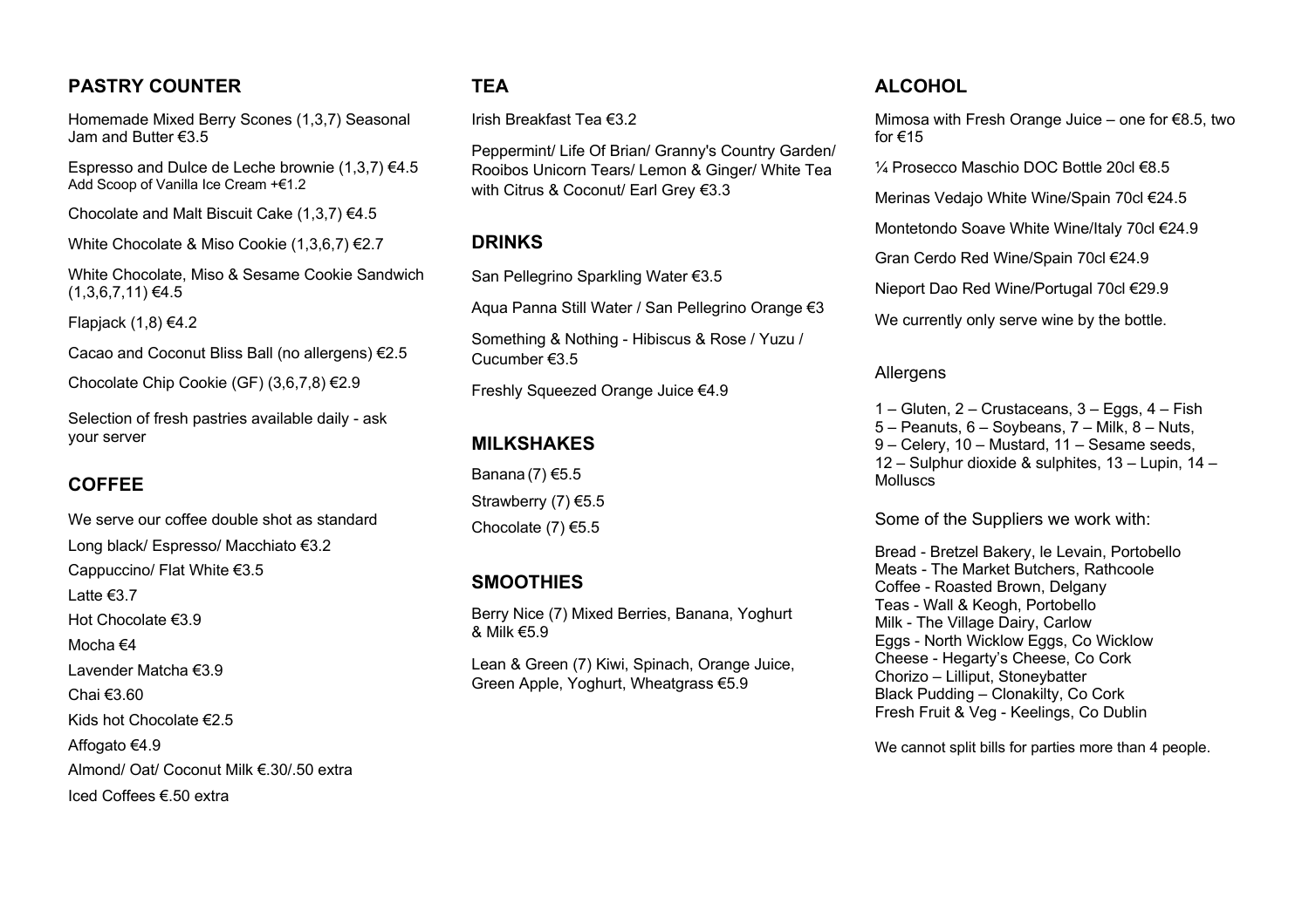## PASTRY COUNTER

Homemade Mixed Berry Scones (1,3,7) Seasonal Jam and Butter €3.5

Espresso and Dulce de Leche brownie (1,3,7) €4.5
Add Scoop of Vanilla Ice Cream +€1.2

Chocolate and Malt Biscuit Cake (1,3,7) €4.5

White Chocolate & Miso Cookie (1,3,6,7) €2.7

White Chocolate, Miso & Sesame Cookie Sandwich (1,3,6,7,11) €4.5

Flapjack (1,8) €4.2

Cacao and Coconut Bliss Ball (no allergens) €2.5

Chocolate Chip Cookie (GF) (3,6,7,8) €2.9

Selection of fresh pastries available daily - ask your server

## COFFEE

We serve our coffee double shot as standard

Long black/ Espresso/ Macchiato €3.2

Cappuccino/ Flat White €3.5

Latte €3.7

Hot Chocolate €3.9

Mocha €4

Lavender Matcha €3.9

Chai €3.60

Kids hot Chocolate €2.5

Affogato €4.9

Almond/ Oat/ Coconut Milk €.30/.50 extra

Iced Coffees €.50 extra

## TEA

Irish Breakfast Tea €3.2

Peppermint/ Life Of Brian/ Granny's Country Garden/ Rooibos Unicorn Tears/ Lemon & Ginger/ White Tea with Citrus & Coconut/ Earl Grey €3.3

## DRINKS

San Pellegrino Sparkling Water €3.5

Aqua Panna Still Water / San Pellegrino Orange €3

Something & Nothing - Hibiscus & Rose / Yuzu / Cucumber €3.5

Freshly Squeezed Orange Juice €4.9

## MILKSHAKES

Banana (7) €5.5

Strawberry (7) €5.5

Chocolate (7) €5.5

## SMOOTHIES

Berry Nice (7) Mixed Berries, Banana, Yoghurt & Milk €5.9

Lean & Green (7) Kiwi, Spinach, Orange Juice, Green Apple, Yoghurt, Wheatgrass €5.9

## ALCOHOL

Mimosa with Fresh Orange Juice – one for €8.5, two for €15

¼ Prosecco Maschio DOC Bottle 20cl €8.5

Merinas Vedajo White Wine/Spain 70cl €24.5

Montetondo Soave White Wine/Italy 70cl €24.9

Gran Cerdo Red Wine/Spain 70cl €24.9

Nieport Dao Red Wine/Portugal 70cl €29.9

We currently only serve wine by the bottle.

Allergens

1 – Gluten, 2 – Crustaceans, 3 – Eggs, 4 – Fish
5 – Peanuts, 6 – Soybeans, 7 – Milk, 8 – Nuts,
9 – Celery, 10 – Mustard, 11 – Sesame seeds,
12 – Sulphur dioxide & sulphites, 13 – Lupin, 14 – Molluscs

Some of the Suppliers we work with:

Bread - Bretzel Bakery, le Levain, Portobello
Meats - The Market Butchers, Rathcoole
Coffee - Roasted Brown, Delgany
Teas - Wall & Keogh, Portobello
Milk - The Village Dairy, Carlow
Eggs - North Wicklow Eggs, Co Wicklow
Cheese - Hegarty's Cheese, Co Cork
Chorizo – Lilliput, Stoneybatter
Black Pudding – Clonakilty, Co Cork
Fresh Fruit & Veg - Keelings, Co Dublin

We cannot split bills for parties more than 4 people.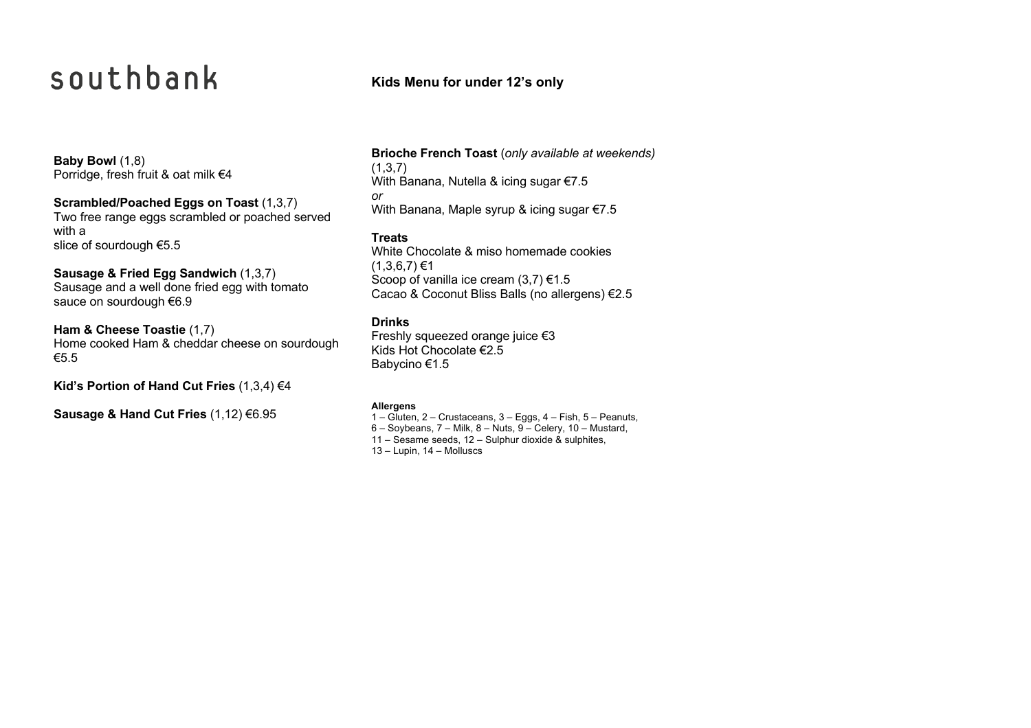# southbank

## Kids Menu for under 12's only

**Baby Bowl** (1,8)
Porridge, fresh fruit & oat milk €4

**Scrambled/Poached Eggs on Toast** (1,3,7)
Two free range eggs scrambled or poached served with a slice of sourdough €5.5

**Sausage & Fried Egg Sandwich** (1,3,7)
Sausage and a well done fried egg with tomato sauce on sourdough €6.9

**Ham & Cheese Toastie** (1,7)
Home cooked Ham & cheddar cheese on sourdough €5.5

**Kid's Portion of Hand Cut Fries** (1,3,4) €4

**Sausage & Hand Cut Fries** (1,12) €6.95

**Brioche French Toast** (*only available at weekends*) (1,3,7)
With Banana, Nutella & icing sugar €7.5
*or*
With Banana, Maple syrup & icing sugar €7.5

**Treats**
White Chocolate & miso homemade cookies (1,3,6,7) €1
Scoop of vanilla ice cream (3,7) €1.5
Cacao & Coconut Bliss Balls (no allergens) €2.5

**Drinks**
Freshly squeezed orange juice €3
Kids Hot Chocolate €2.5
Babycino €1.5

**Allergens**
1 – Gluten, 2 – Crustaceans, 3 – Eggs, 4 – Fish, 5 – Peanuts, 6 – Soybeans, 7 – Milk, 8 – Nuts, 9 – Celery, 10 – Mustard, 11 – Sesame seeds, 12 – Sulphur dioxide & sulphites, 13 – Lupin, 14 – Molluscs